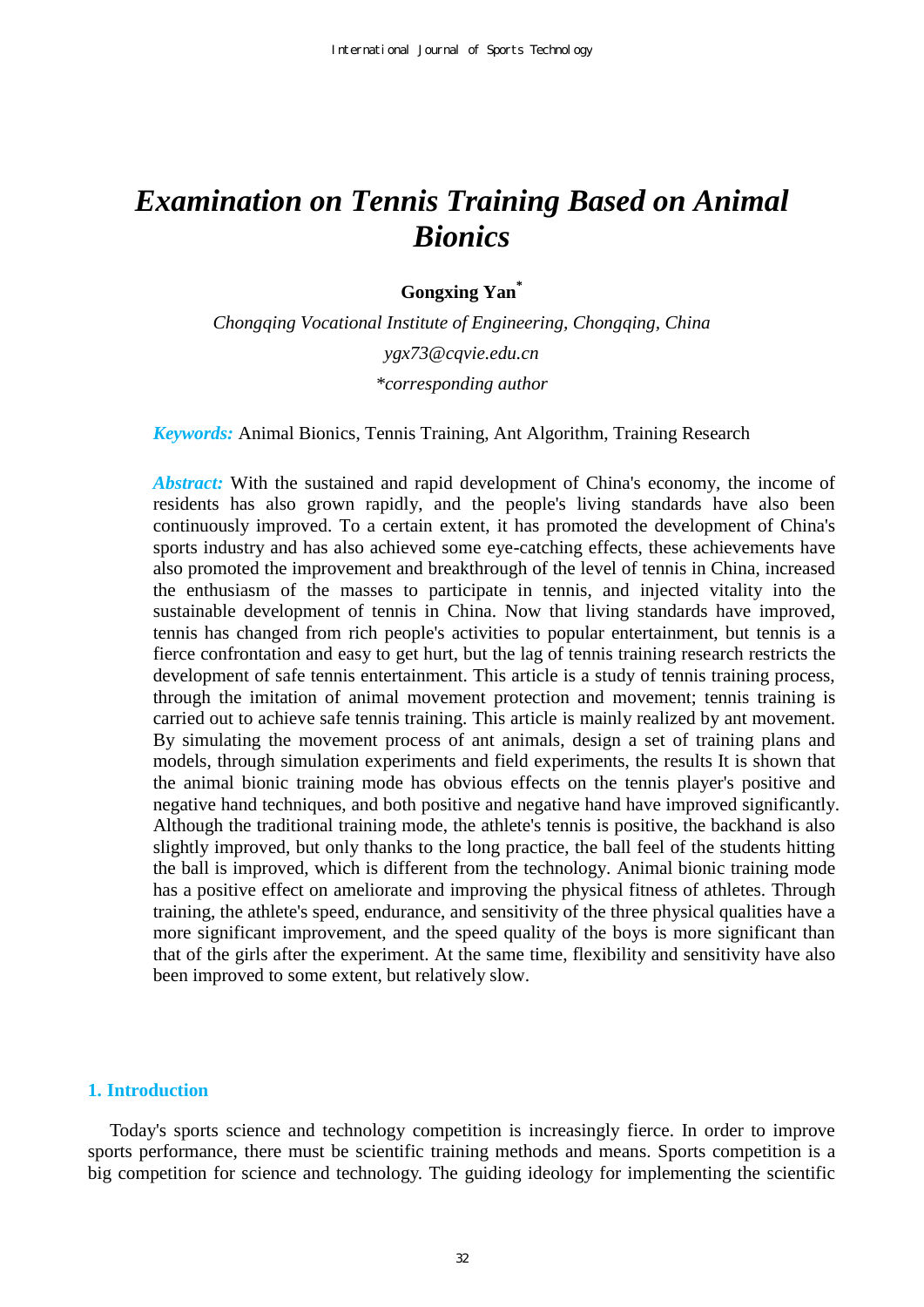# *Examination on Tennis Training Based on Animal Bionics*

**Gongxing Yan**[*]

*Chongqing Vocational Institute of Engineering, Chongqing, China*

*ygx73@cqvie.edu.cn*

*\*corresponding author*

***Keywords:*** Animal Bionics, Tennis Training, Ant Algorithm, Training Research

***Abstract:*** With the sustained and rapid development of China's economy, the income of residents has also grown rapidly, and the people's living standards have also been continuously improved. To a certain extent, it has promoted the development of China's sports industry and has also achieved some eye-catching effects, these achievements have also promoted the improvement and breakthrough of the level of tennis in China, increased the enthusiasm of the masses to participate in tennis, and injected vitality into the sustainable development of tennis in China. Now that living standards have improved, tennis has changed from rich people's activities to popular entertainment, but tennis is a fierce confrontation and easy to get hurt, but the lag of tennis training research restricts the development of safe tennis entertainment. This article is a study of tennis training process, through the imitation of animal movement protection and movement; tennis training is carried out to achieve safe tennis training. This article is mainly realized by ant movement. By simulating the movement process of ant animals, design a set of training plans and models, through simulation experiments and field experiments, the results It is shown that the animal bionic training mode has obvious effects on the tennis player's positive and negative hand techniques, and both positive and negative hand have improved significantly. Although the traditional training mode, the athlete's tennis is positive, the backhand is also slightly improved, but only thanks to the long practice, the ball feel of the students hitting the ball is improved, which is different from the technology. Animal bionic training mode has a positive effect on ameliorate and improving the physical fitness of athletes. Through training, the athlete's speed, endurance, and sensitivity of the three physical qualities have a more significant improvement, and the speed quality of the boys is more significant than that of the girls after the experiment. At the same time, flexibility and sensitivity have also been improved to some extent, but relatively slow.

## 1. Introduction

Today's sports science and technology competition is increasingly fierce. In order to improve sports performance, there must be scientific training methods and means. Sports competition is a big competition for science and technology. The guiding ideology for implementing the scientific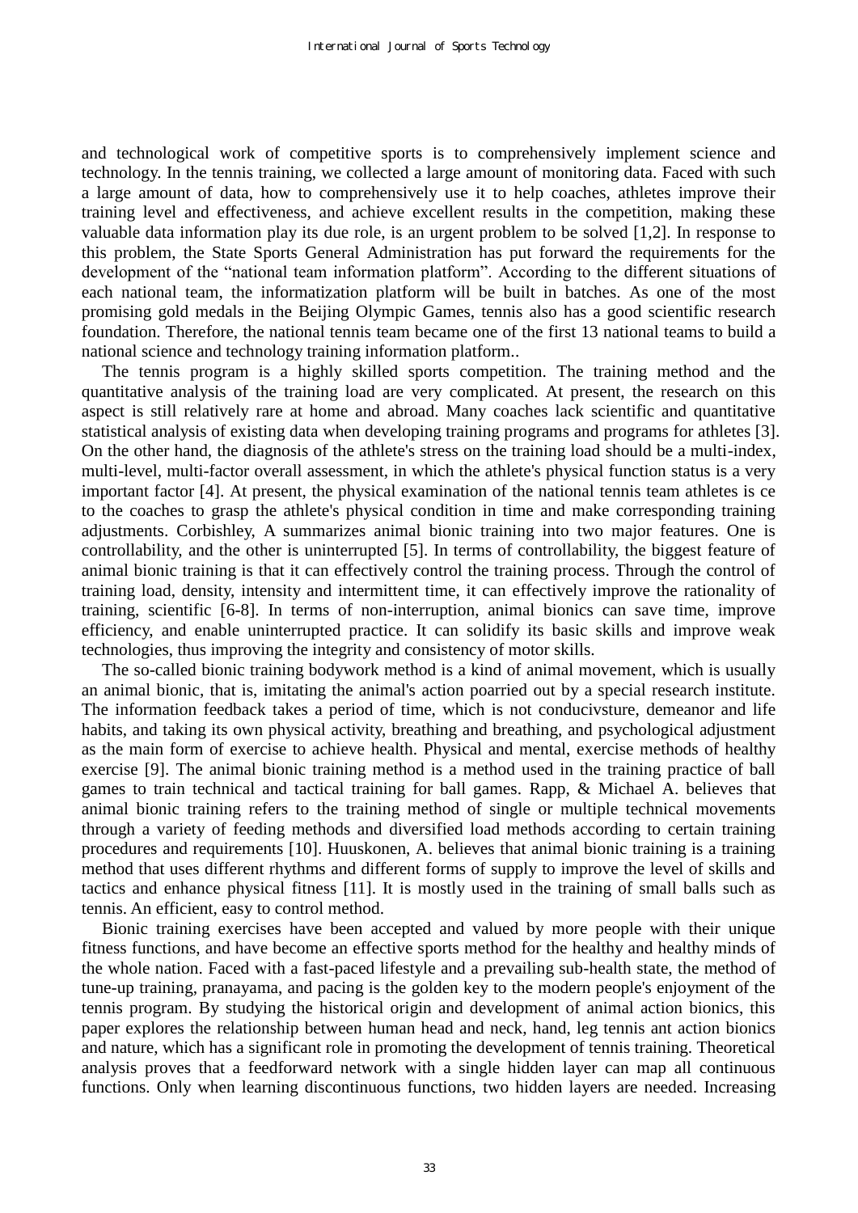and technological work of competitive sports is to comprehensively implement science and technology. In the tennis training, we collected a large amount of monitoring data. Faced with such a large amount of data, how to comprehensively use it to help coaches, athletes improve their training level and effectiveness, and achieve excellent results in the competition, making these valuable data information play its due role, is an urgent problem to be solved [1,2]. In response to this problem, the State Sports General Administration has put forward the requirements for the development of the "national team information platform". According to the different situations of each national team, the informatization platform will be built in batches. As one of the most promising gold medals in the Beijing Olympic Games, tennis also has a good scientific research foundation. Therefore, the national tennis team became one of the first 13 national teams to build a national science and technology training information platform..

The tennis program is a highly skilled sports competition. The training method and the quantitative analysis of the training load are very complicated. At present, the research on this aspect is still relatively rare at home and abroad. Many coaches lack scientific and quantitative statistical analysis of existing data when developing training programs and programs for athletes [3]. On the other hand, the diagnosis of the athlete's stress on the training load should be a multi-index, multi-level, multi-factor overall assessment, in which the athlete's physical function status is a very important factor [4]. At present, the physical examination of the national tennis team athletes is ce to the coaches to grasp the athlete's physical condition in time and make corresponding training adjustments. Corbishley, A summarizes animal bionic training into two major features. One is controllability, and the other is uninterrupted [5]. In terms of controllability, the biggest feature of animal bionic training is that it can effectively control the training process. Through the control of training load, density, intensity and intermittent time, it can effectively improve the rationality of training, scientific [6-8]. In terms of non-interruption, animal bionics can save time, improve efficiency, and enable uninterrupted practice. It can solidify its basic skills and improve weak technologies, thus improving the integrity and consistency of motor skills.

The so-called bionic training bodywork method is a kind of animal movement, which is usually an animal bionic, that is, imitating the animal's action poarried out by a special research institute. The information feedback takes a period of time, which is not conducivsture, demeanor and life habits, and taking its own physical activity, breathing and breathing, and psychological adjustment as the main form of exercise to achieve health. Physical and mental, exercise methods of healthy exercise [9]. The animal bionic training method is a method used in the training practice of ball games to train technical and tactical training for ball games. Rapp, & Michael A. believes that animal bionic training refers to the training method of single or multiple technical movements through a variety of feeding methods and diversified load methods according to certain training procedures and requirements [10]. Huuskonen, A. believes that animal bionic training is a training method that uses different rhythms and different forms of supply to improve the level of skills and tactics and enhance physical fitness [11]. It is mostly used in the training of small balls such as tennis. An efficient, easy to control method.

Bionic training exercises have been accepted and valued by more people with their unique fitness functions, and have become an effective sports method for the healthy and healthy minds of the whole nation. Faced with a fast-paced lifestyle and a prevailing sub-health state, the method of tune-up training, pranayama, and pacing is the golden key to the modern people's enjoyment of the tennis program. By studying the historical origin and development of animal action bionics, this paper explores the relationship between human head and neck, hand, leg tennis ant action bionics and nature, which has a significant role in promoting the development of tennis training. Theoretical analysis proves that a feedforward network with a single hidden layer can map all continuous functions. Only when learning discontinuous functions, two hidden layers are needed. Increasing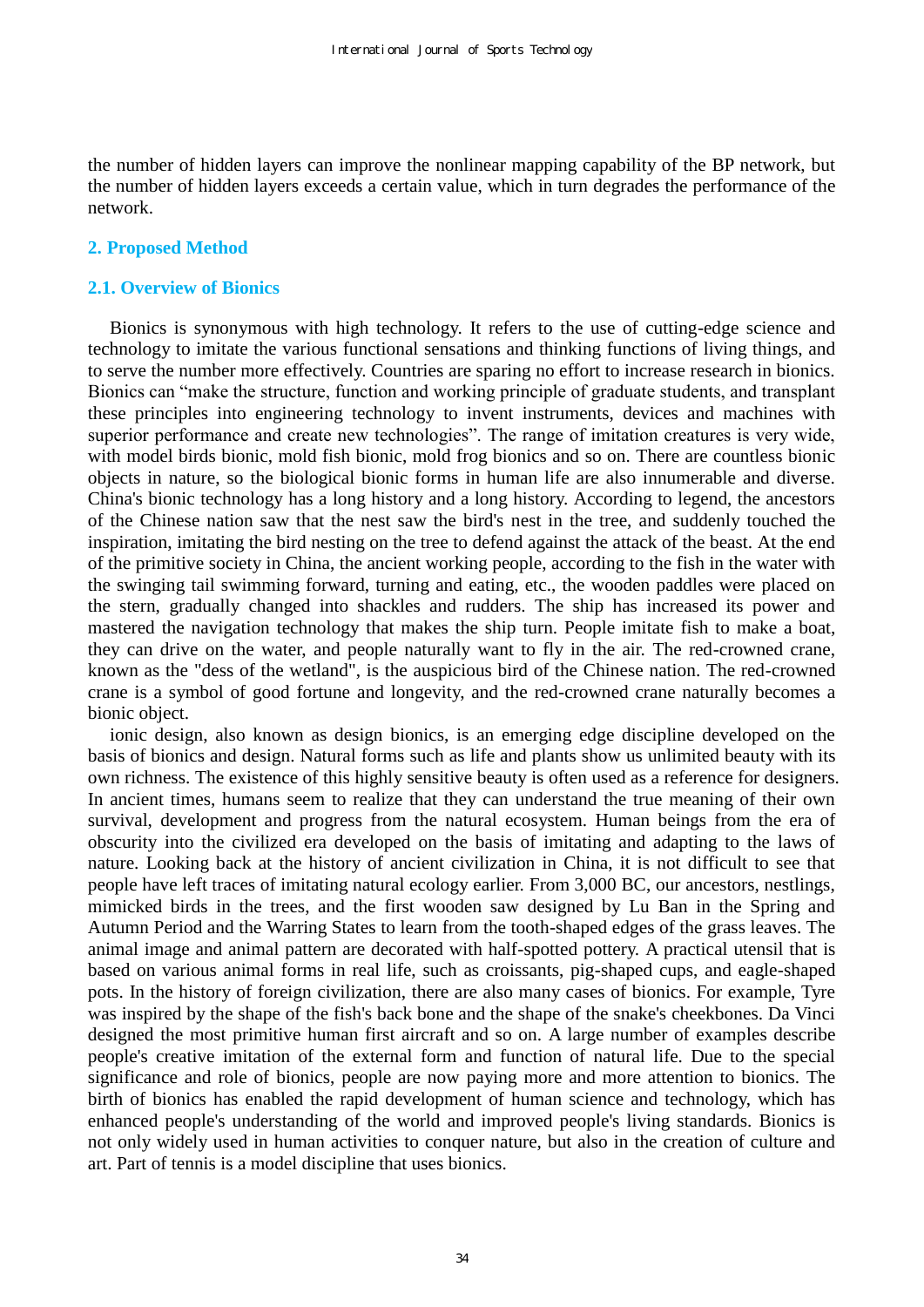the number of hidden layers can improve the nonlinear mapping capability of the BP network, but the number of hidden layers exceeds a certain value, which in turn degrades the performance of the network.

## 2. Proposed Method

### 2.1. Overview of Bionics

Bionics is synonymous with high technology. It refers to the use of cutting-edge science and technology to imitate the various functional sensations and thinking functions of living things, and to serve the number more effectively. Countries are sparing no effort to increase research in bionics. Bionics can "make the structure, function and working principle of graduate students, and transplant these principles into engineering technology to invent instruments, devices and machines with superior performance and create new technologies". The range of imitation creatures is very wide, with model birds bionic, mold fish bionic, mold frog bionics and so on. There are countless bionic objects in nature, so the biological bionic forms in human life are also innumerable and diverse. China's bionic technology has a long history and a long history. According to legend, the ancestors of the Chinese nation saw that the nest saw the bird's nest in the tree, and suddenly touched the inspiration, imitating the bird nesting on the tree to defend against the attack of the beast. At the end of the primitive society in China, the ancient working people, according to the fish in the water with the swinging tail swimming forward, turning and eating, etc., the wooden paddles were placed on the stern, gradually changed into shackles and rudders. The ship has increased its power and mastered the navigation technology that makes the ship turn. People imitate fish to make a boat, they can drive on the water, and people naturally want to fly in the air. The red-crowned crane, known as the "dess of the wetland", is the auspicious bird of the Chinese nation. The red-crowned crane is a symbol of good fortune and longevity, and the red-crowned crane naturally becomes a bionic object.

ionic design, also known as design bionics, is an emerging edge discipline developed on the basis of bionics and design. Natural forms such as life and plants show us unlimited beauty with its own richness. The existence of this highly sensitive beauty is often used as a reference for designers. In ancient times, humans seem to realize that they can understand the true meaning of their own survival, development and progress from the natural ecosystem. Human beings from the era of obscurity into the civilized era developed on the basis of imitating and adapting to the laws of nature. Looking back at the history of ancient civilization in China, it is not difficult to see that people have left traces of imitating natural ecology earlier. From 3,000 BC, our ancestors, nestlings, mimicked birds in the trees, and the first wooden saw designed by Lu Ban in the Spring and Autumn Period and the Warring States to learn from the tooth-shaped edges of the grass leaves. The animal image and animal pattern are decorated with half-spotted pottery. A practical utensil that is based on various animal forms in real life, such as croissants, pig-shaped cups, and eagle-shaped pots. In the history of foreign civilization, there are also many cases of bionics. For example, Tyre was inspired by the shape of the fish's back bone and the shape of the snake's cheekbones. Da Vinci designed the most primitive human first aircraft and so on. A large number of examples describe people's creative imitation of the external form and function of natural life. Due to the special significance and role of bionics, people are now paying more and more attention to bionics. The birth of bionics has enabled the rapid development of human science and technology, which has enhanced people's understanding of the world and improved people's living standards. Bionics is not only widely used in human activities to conquer nature, but also in the creation of culture and art. Part of tennis is a model discipline that uses bionics.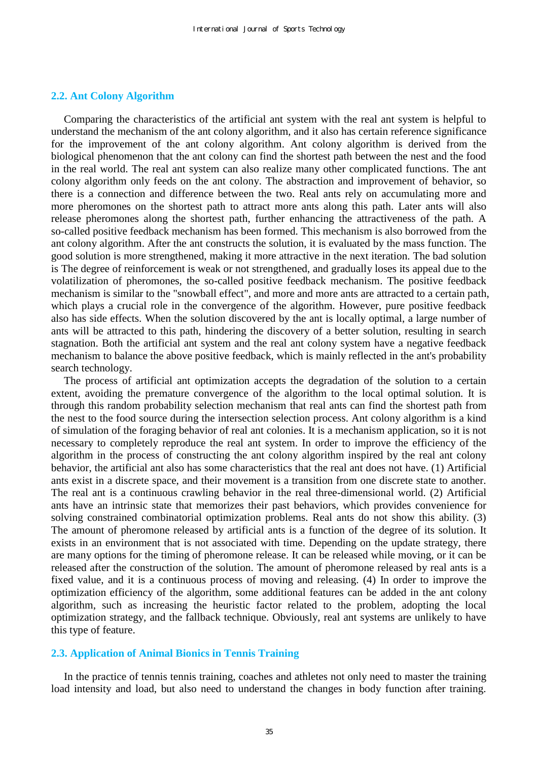### 2.2. Ant Colony Algorithm

Comparing the characteristics of the artificial ant system with the real ant system is helpful to understand the mechanism of the ant colony algorithm, and it also has certain reference significance for the improvement of the ant colony algorithm. Ant colony algorithm is derived from the biological phenomenon that the ant colony can find the shortest path between the nest and the food in the real world. The real ant system can also realize many other complicated functions. The ant colony algorithm only feeds on the ant colony. The abstraction and improvement of behavior, so there is a connection and difference between the two. Real ants rely on accumulating more and more pheromones on the shortest path to attract more ants along this path. Later ants will also release pheromones along the shortest path, further enhancing the attractiveness of the path. A so-called positive feedback mechanism has been formed. This mechanism is also borrowed from the ant colony algorithm. After the ant constructs the solution, it is evaluated by the mass function. The good solution is more strengthened, making it more attractive in the next iteration. The bad solution is The degree of reinforcement is weak or not strengthened, and gradually loses its appeal due to the volatilization of pheromones, the so-called positive feedback mechanism. The positive feedback mechanism is similar to the "snowball effect", and more and more ants are attracted to a certain path, which plays a crucial role in the convergence of the algorithm. However, pure positive feedback also has side effects. When the solution discovered by the ant is locally optimal, a large number of ants will be attracted to this path, hindering the discovery of a better solution, resulting in search stagnation. Both the artificial ant system and the real ant colony system have a negative feedback mechanism to balance the above positive feedback, which is mainly reflected in the ant's probability search technology.

The process of artificial ant optimization accepts the degradation of the solution to a certain extent, avoiding the premature convergence of the algorithm to the local optimal solution. It is through this random probability selection mechanism that real ants can find the shortest path from the nest to the food source during the intersection selection process. Ant colony algorithm is a kind of simulation of the foraging behavior of real ant colonies. It is a mechanism application, so it is not necessary to completely reproduce the real ant system. In order to improve the efficiency of the algorithm in the process of constructing the ant colony algorithm inspired by the real ant colony behavior, the artificial ant also has some characteristics that the real ant does not have. (1) Artificial ants exist in a discrete space, and their movement is a transition from one discrete state to another. The real ant is a continuous crawling behavior in the real three-dimensional world. (2) Artificial ants have an intrinsic state that memorizes their past behaviors, which provides convenience for solving constrained combinatorial optimization problems. Real ants do not show this ability. (3) The amount of pheromone released by artificial ants is a function of the degree of its solution. It exists in an environment that is not associated with time. Depending on the update strategy, there are many options for the timing of pheromone release. It can be released while moving, or it can be released after the construction of the solution. The amount of pheromone released by real ants is a fixed value, and it is a continuous process of moving and releasing. (4) In order to improve the optimization efficiency of the algorithm, some additional features can be added in the ant colony algorithm, such as increasing the heuristic factor related to the problem, adopting the local optimization strategy, and the fallback technique. Obviously, real ant systems are unlikely to have this type of feature.

### 2.3. Application of Animal Bionics in Tennis Training

In the practice of tennis tennis training, coaches and athletes not only need to master the training load intensity and load, but also need to understand the changes in body function after training.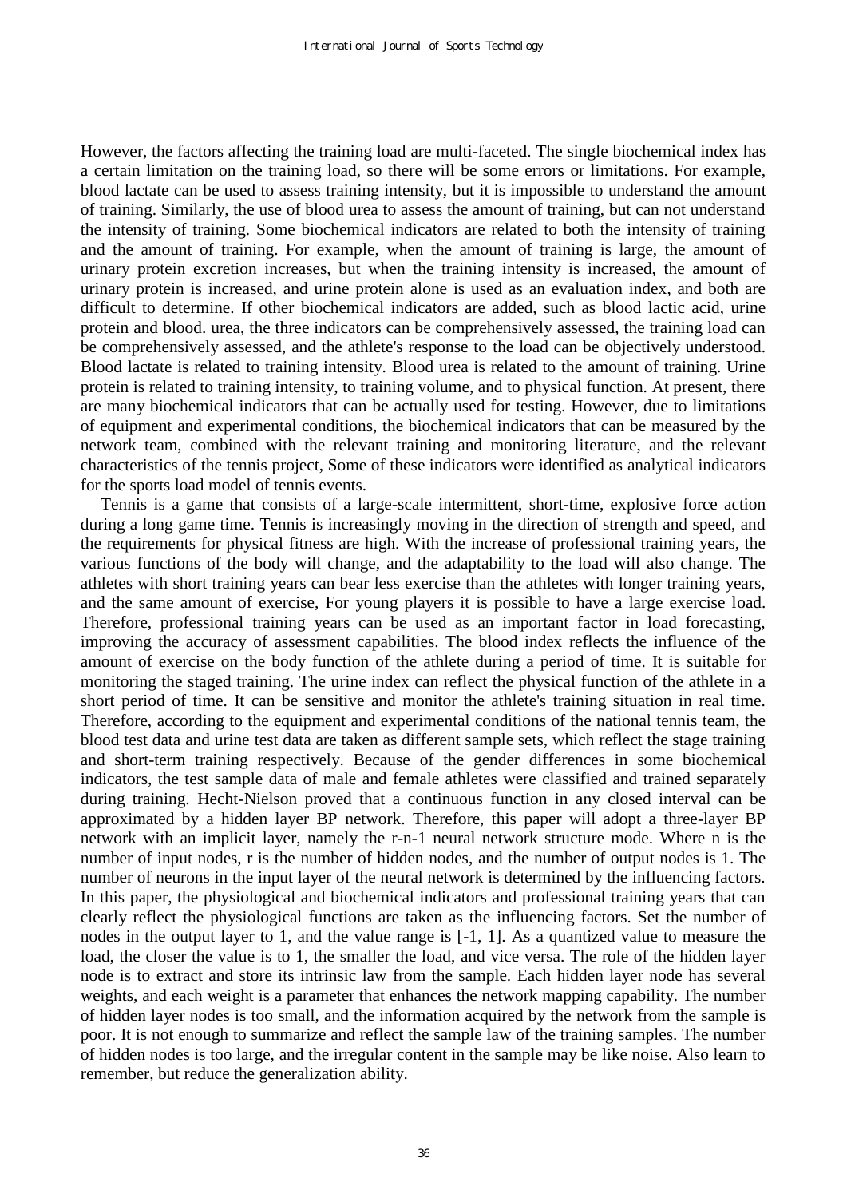However, the factors affecting the training load are multi-faceted. The single biochemical index has a certain limitation on the training load, so there will be some errors or limitations. For example, blood lactate can be used to assess training intensity, but it is impossible to understand the amount of training. Similarly, the use of blood urea to assess the amount of training, but can not understand the intensity of training. Some biochemical indicators are related to both the intensity of training and the amount of training. For example, when the amount of training is large, the amount of urinary protein excretion increases, but when the training intensity is increased, the amount of urinary protein is increased, and urine protein alone is used as an evaluation index, and both are difficult to determine. If other biochemical indicators are added, such as blood lactic acid, urine protein and blood. urea, the three indicators can be comprehensively assessed, the training load can be comprehensively assessed, and the athlete's response to the load can be objectively understood. Blood lactate is related to training intensity. Blood urea is related to the amount of training. Urine protein is related to training intensity, to training volume, and to physical function. At present, there are many biochemical indicators that can be actually used for testing. However, due to limitations of equipment and experimental conditions, the biochemical indicators that can be measured by the network team, combined with the relevant training and monitoring literature, and the relevant characteristics of the tennis project, Some of these indicators were identified as analytical indicators for the sports load model of tennis events.

Tennis is a game that consists of a large-scale intermittent, short-time, explosive force action during a long game time. Tennis is increasingly moving in the direction of strength and speed, and the requirements for physical fitness are high. With the increase of professional training years, the various functions of the body will change, and the adaptability to the load will also change. The athletes with short training years can bear less exercise than the athletes with longer training years, and the same amount of exercise, For young players it is possible to have a large exercise load. Therefore, professional training years can be used as an important factor in load forecasting, improving the accuracy of assessment capabilities. The blood index reflects the influence of the amount of exercise on the body function of the athlete during a period of time. It is suitable for monitoring the staged training. The urine index can reflect the physical function of the athlete in a short period of time. It can be sensitive and monitor the athlete's training situation in real time. Therefore, according to the equipment and experimental conditions of the national tennis team, the blood test data and urine test data are taken as different sample sets, which reflect the stage training and short-term training respectively. Because of the gender differences in some biochemical indicators, the test sample data of male and female athletes were classified and trained separately during training. Hecht-Nielson proved that a continuous function in any closed interval can be approximated by a hidden layer BP network. Therefore, this paper will adopt a three-layer BP network with an implicit layer, namely the r-n-1 neural network structure mode. Where n is the number of input nodes, r is the number of hidden nodes, and the number of output nodes is 1. The number of neurons in the input layer of the neural network is determined by the influencing factors. In this paper, the physiological and biochemical indicators and professional training years that can clearly reflect the physiological functions are taken as the influencing factors. Set the number of nodes in the output layer to 1, and the value range is [-1, 1]. As a quantized value to measure the load, the closer the value is to 1, the smaller the load, and vice versa. The role of the hidden layer node is to extract and store its intrinsic law from the sample. Each hidden layer node has several weights, and each weight is a parameter that enhances the network mapping capability. The number of hidden layer nodes is too small, and the information acquired by the network from the sample is poor. It is not enough to summarize and reflect the sample law of the training samples. The number of hidden nodes is too large, and the irregular content in the sample may be like noise. Also learn to remember, but reduce the generalization ability.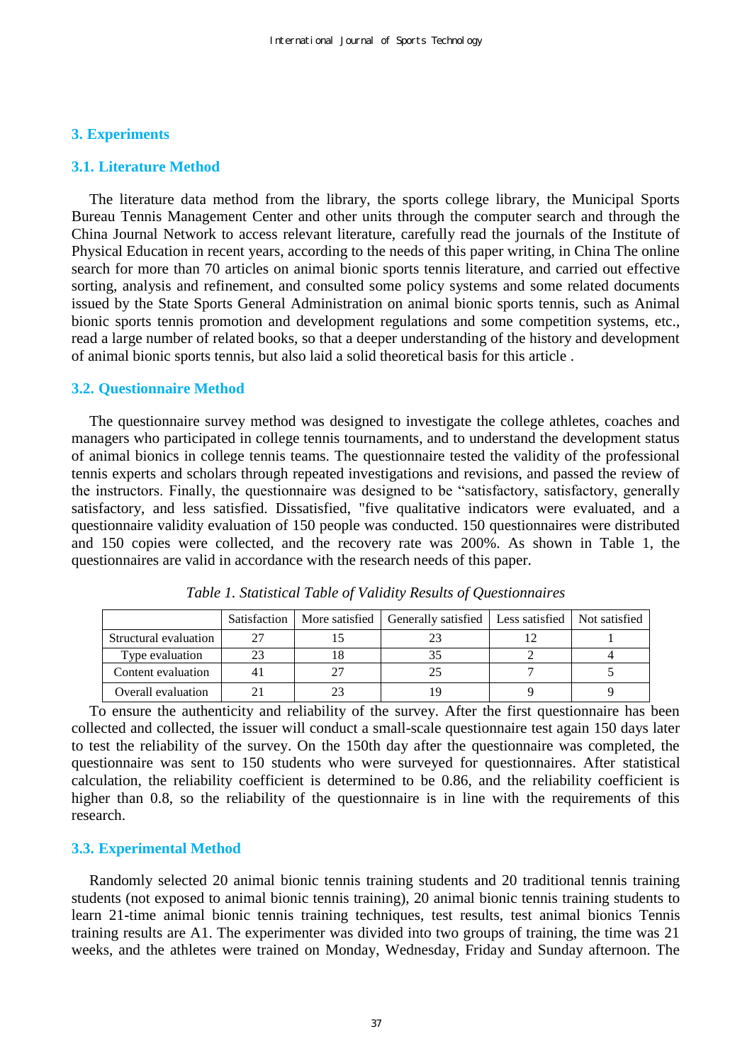## 3. Experiments

### 3.1. Literature Method

The literature data method from the library, the sports college library, the Municipal Sports Bureau Tennis Management Center and other units through the computer search and through the China Journal Network to access relevant literature, carefully read the journals of the Institute of Physical Education in recent years, according to the needs of this paper writing, in China The online search for more than 70 articles on animal bionic sports tennis literature, and carried out effective sorting, analysis and refinement, and consulted some policy systems and some related documents issued by the State Sports General Administration on animal bionic sports tennis, such as Animal bionic sports tennis promotion and development regulations and some competition systems, etc., read a large number of related books, so that a deeper understanding of the history and development of animal bionic sports tennis, but also laid a solid theoretical basis for this article .

### 3.2. Questionnaire Method

The questionnaire survey method was designed to investigate the college athletes, coaches and managers who participated in college tennis tournaments, and to understand the development status of animal bionics in college tennis teams. The questionnaire tested the validity of the professional tennis experts and scholars through repeated investigations and revisions, and passed the review of the instructors. Finally, the questionnaire was designed to be "satisfactory, satisfactory, generally satisfactory, and less satisfied. Dissatisfied, "five qualitative indicators were evaluated, and a questionnaire validity evaluation of 150 people was conducted. 150 questionnaires were distributed and 150 copies were collected, and the recovery rate was 200%. As shown in Table 1, the questionnaires are valid in accordance with the research needs of this paper.

*Table 1. Statistical Table of Validity Results of Questionnaires*

| | Satisfaction | More satisfied | Generally satisfied | Less satisfied | Not satisfied |
|---|---|---|---|---|---|
| Structural evaluation | 27 | 15 | 23 | 12 | 1 |
| Type evaluation | 23 | 18 | 35 | 2 | 4 |
| Content evaluation | 41 | 27 | 25 | 7 | 5 |
| Overall evaluation | 21 | 23 | 19 | 9 | 9 |

To ensure the authenticity and reliability of the survey. After the first questionnaire has been collected and collected, the issuer will conduct a small-scale questionnaire test again 150 days later to test the reliability of the survey. On the 150th day after the questionnaire was completed, the questionnaire was sent to 150 students who were surveyed for questionnaires. After statistical calculation, the reliability coefficient is determined to be 0.86, and the reliability coefficient is higher than 0.8, so the reliability of the questionnaire is in line with the requirements of this research.

### 3.3. Experimental Method

Randomly selected 20 animal bionic tennis training students and 20 traditional tennis training students (not exposed to animal bionic tennis training), 20 animal bionic tennis training students to learn 21-time animal bionic tennis training techniques, test results, test animal bionics Tennis training results are A1. The experimenter was divided into two groups of training, the time was 21 weeks, and the athletes were trained on Monday, Wednesday, Friday and Sunday afternoon. The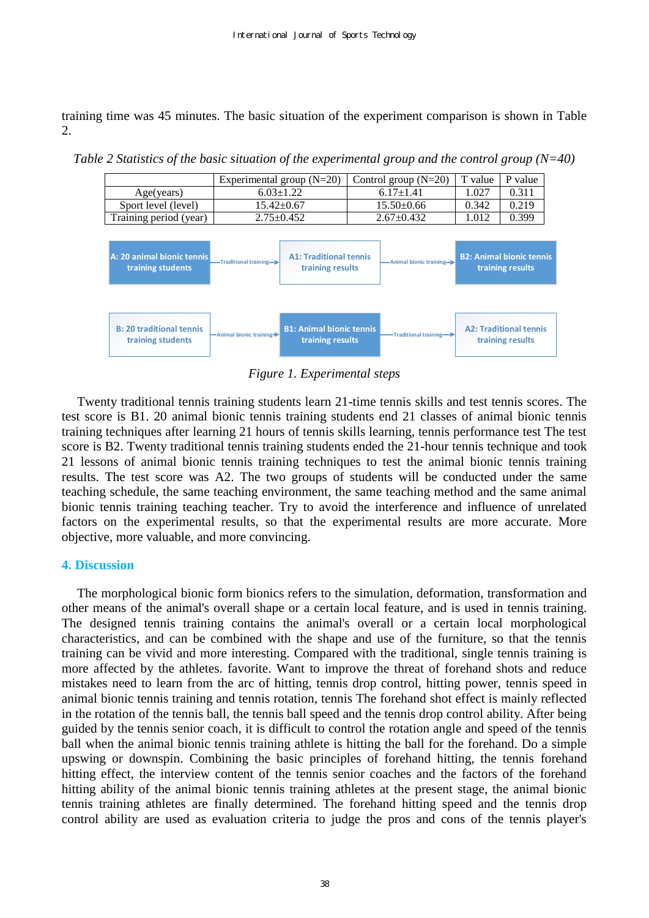training time was 45 minutes. The basic situation of the experiment comparison is shown in Table 2.

*Table 2 Statistics of the basic situation of the experimental group and the control group (N=40)*

| | Experimental group (N=20) | Control group (N=20) | T value | P value |
|---|---|---|---|---|
| Age(years) | 6.03±1.22 | 6.17±1.41 | 1.027 | 0.311 |
| Sport level (level) | 15.42±0.67 | 15.50±0.66 | 0.342 | 0.219 |
| Training period (year) | 2.75±0.452 | 2.67±0.432 | 1.012 | 0.399 |

A: 20 animal bionic tennis training students —Traditional training→ A1: Traditional tennis training results —Animal bionic training→ B2: Animal bionic tennis training results

B: 20 traditional tennis training students —Animal bionic training→ B1: Animal bionic tennis training results —Traditional training→ A2: Traditional tennis training results

*Figure 1. Experimental steps*

Twenty traditional tennis training students learn 21-time tennis skills and test tennis scores. The test score is B1. 20 animal bionic tennis training students end 21 classes of animal bionic tennis training techniques after learning 21 hours of tennis skills learning, tennis performance test The test score is B2. Twenty traditional tennis training students ended the 21-hour tennis technique and took 21 lessons of animal bionic tennis training techniques to test the animal bionic tennis training results. The test score was A2. The two groups of students will be conducted under the same teaching schedule, the same teaching environment, the same teaching method and the same animal bionic tennis training teaching teacher. Try to avoid the interference and influence of unrelated factors on the experimental results, so that the experimental results are more accurate. More objective, more valuable, and more convincing.

## 4. Discussion

The morphological bionic form bionics refers to the simulation, deformation, transformation and other means of the animal's overall shape or a certain local feature, and is used in tennis training. The designed tennis training contains the animal's overall or a certain local morphological characteristics, and can be combined with the shape and use of the furniture, so that the tennis training can be vivid and more interesting. Compared with the traditional, single tennis training is more affected by the athletes. favorite. Want to improve the threat of forehand shots and reduce mistakes need to learn from the arc of hitting, tennis drop control, hitting power, tennis speed in animal bionic tennis training and tennis rotation, tennis The forehand shot effect is mainly reflected in the rotation of the tennis ball, the tennis ball speed and the tennis drop control ability. After being guided by the tennis senior coach, it is difficult to control the rotation angle and speed of the tennis ball when the animal bionic tennis training athlete is hitting the ball for the forehand. Do a simple upswing or downspin. Combining the basic principles of forehand hitting, the tennis forehand hitting effect, the interview content of the tennis senior coaches and the factors of the forehand hitting ability of the animal bionic tennis training athletes at the present stage, the animal bionic tennis training athletes are finally determined. The forehand hitting speed and the tennis drop control ability are used as evaluation criteria to judge the pros and cons of the tennis player's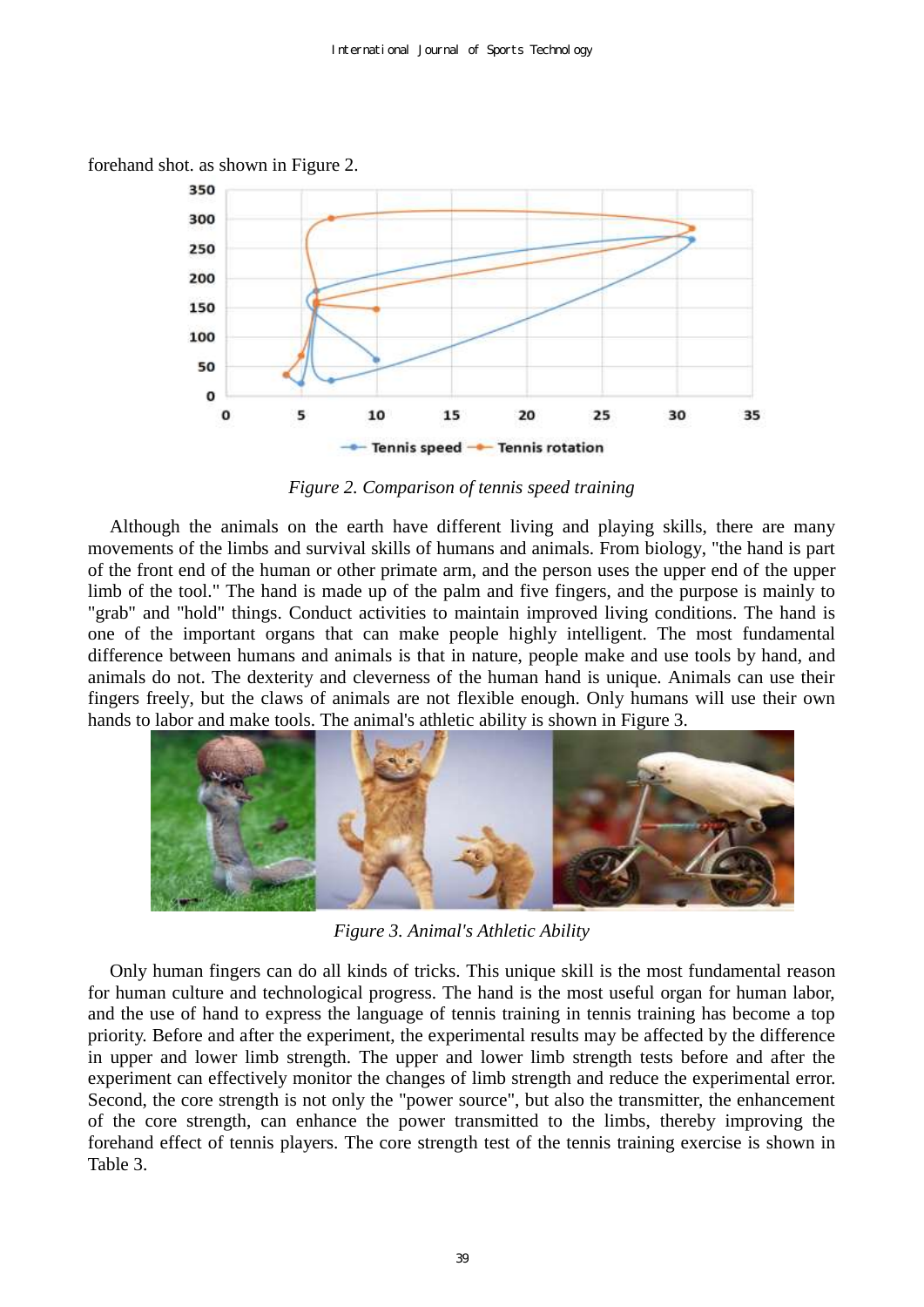forehand shot. as shown in Figure 2.

Figure 2. Comparison of tennis speed training

Although the animals on the earth have different living and playing skills, there are many movements of the limbs and survival skills of humans and animals. From biology, "the hand is part of the front end of the human or other primate arm, and the person uses the upper end of the upper limb of the tool." The hand is made up of the palm and five fingers, and the purpose is mainly to "grab" and "hold" things. Conduct activities to maintain improved living conditions. The hand is one of the important organs that can make people highly intelligent. The most fundamental difference between humans and animals is that in nature, people make and use tools by hand, and animals do not. The dexterity and cleverness of the human hand is unique. Animals can use their fingers freely, but the claws of animals are not flexible enough. Only humans will use their own hands to labor and make tools. The animal's athletic ability is shown in Figure 3.

Figure 3. Animal's Athletic Ability

Only human fingers can do all kinds of tricks. This unique skill is the most fundamental reason for human culture and technological progress. The hand is the most useful organ for human labor, and the use of hand to express the language of tennis training in tennis training has become a top priority. Before and after the experiment, the experimental results may be affected by the difference in upper and lower limb strength. The upper and lower limb strength tests before and after the experiment can effectively monitor the changes of limb strength and reduce the experimental error. Second, the core strength is not only the "power source", but also the transmitter, the enhancement of the core strength, can enhance the power transmitted to the limbs, thereby improving the forehand effect of tennis players. The core strength test of the tennis training exercise is shown in Table 3.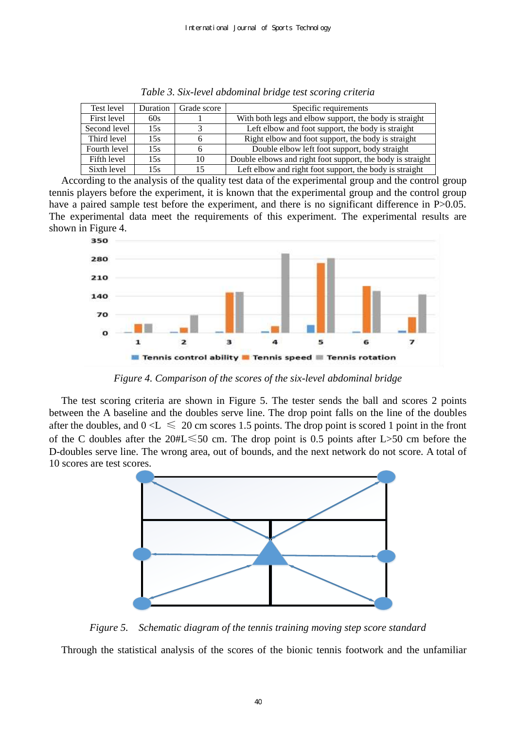*Table 3. Six-level abdominal bridge test scoring criteria*

| Test level | Duration | Grade score | Specific requirements |
| --- | --- | --- | --- |
| First level | 60s | 1 | With both legs and elbow support, the body is straight |
| Second level | 15s | 3 | Left elbow and foot support, the body is straight |
| Third level | 15s | 6 | Right elbow and foot support, the body is straight |
| Fourth level | 15s | 6 | Double elbow left foot support, body straight |
| Fifth level | 15s | 10 | Double elbows and right foot support, the body is straight |
| Sixth level | 15s | 15 | Left elbow and right foot support, the body is straight |

According to the analysis of the quality test data of the experimental group and the control group tennis players before the experiment, it is known that the experimental group and the control group have a paired sample test before the experiment, and there is no significant difference in P>0.05. The experimental data meet the requirements of this experiment. The experimental results are shown in Figure 4.

*Figure 4. Comparison of the scores of the six-level abdominal bridge*

The test scoring criteria are shown in Figure 5. The tester sends the ball and scores 2 points between the A baseline and the doubles serve line. The drop point falls on the line of the doubles after the doubles, and 0 <L ≤ 20 cm scores 1.5 points. The drop point is scored 1 point in the front of the C doubles after the 20#L≤50 cm. The drop point is 0.5 points after L>50 cm before the D-doubles serve line. The wrong area, out of bounds, and the next network do not score. A total of 10 scores are test scores.

*Figure 5. Schematic diagram of the tennis training moving step score standard*

Through the statistical analysis of the scores of the bionic tennis footwork and the unfamiliar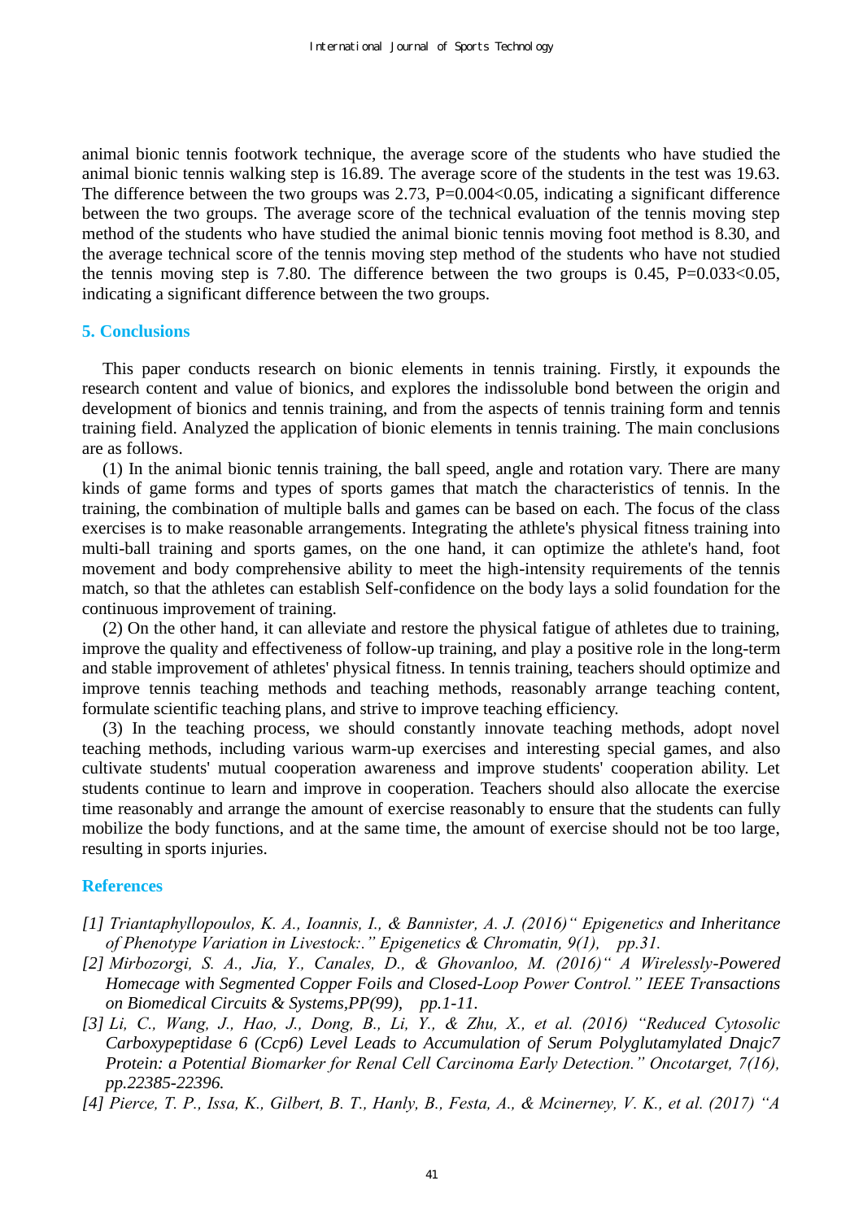animal bionic tennis footwork technique, the average score of the students who have studied the animal bionic tennis walking step is 16.89. The average score of the students in the test was 19.63. The difference between the two groups was 2.73, P=0.004<0.05, indicating a significant difference between the two groups. The average score of the technical evaluation of the tennis moving step method of the students who have studied the animal bionic tennis moving foot method is 8.30, and the average technical score of the tennis moving step method of the students who have not studied the tennis moving step is 7.80. The difference between the two groups is 0.45, P=0.033<0.05, indicating a significant difference between the two groups.

## 5. Conclusions

This paper conducts research on bionic elements in tennis training. Firstly, it expounds the research content and value of bionics, and explores the indissoluble bond between the origin and development of bionics and tennis training, and from the aspects of tennis training form and tennis training field. Analyzed the application of bionic elements in tennis training. The main conclusions are as follows.

(1) In the animal bionic tennis training, the ball speed, angle and rotation vary. There are many kinds of game forms and types of sports games that match the characteristics of tennis. In the training, the combination of multiple balls and games can be based on each. The focus of the class exercises is to make reasonable arrangements. Integrating the athlete's physical fitness training into multi-ball training and sports games, on the one hand, it can optimize the athlete's hand, foot movement and body comprehensive ability to meet the high-intensity requirements of the tennis match, so that the athletes can establish Self-confidence on the body lays a solid foundation for the continuous improvement of training.

(2) On the other hand, it can alleviate and restore the physical fatigue of athletes due to training, improve the quality and effectiveness of follow-up training, and play a positive role in the long-term and stable improvement of athletes' physical fitness. In tennis training, teachers should optimize and improve tennis teaching methods and teaching methods, reasonably arrange teaching content, formulate scientific teaching plans, and strive to improve teaching efficiency.

(3) In the teaching process, we should constantly innovate teaching methods, adopt novel teaching methods, including various warm-up exercises and interesting special games, and also cultivate students' mutual cooperation awareness and improve students' cooperation ability. Let students continue to learn and improve in cooperation. Teachers should also allocate the exercise time reasonably and arrange the amount of exercise reasonably to ensure that the students can fully mobilize the body functions, and at the same time, the amount of exercise should not be too large, resulting in sports injuries.

## References

[1] *Triantaphyllopoulos, K. A., Ioannis, I., & Bannister, A. J. (2016)" Epigenetics and Inheritance of Phenotype Variation in Livestock:." Epigenetics & Chromatin, 9(1), pp.31.*

[2] *Mirbozorgi, S. A., Jia, Y., Canales, D., & Ghovanloo, M. (2016)" A Wirelessly-Powered Homecage with Segmented Copper Foils and Closed-Loop Power Control." IEEE Transactions on Biomedical Circuits & Systems,PP(99), pp.1-11.*

[3] *Li, C., Wang, J., Hao, J., Dong, B., Li, Y., & Zhu, X., et al. (2016) "Reduced Cytosolic Carboxypeptidase 6 (Ccp6) Level Leads to Accumulation of Serum Polyglutamylated Dnajc7 Protein: a Potential Biomarker for Renal Cell Carcinoma Early Detection." Oncotarget, 7(16), pp.22385-22396.*

[4] *Pierce, T. P., Issa, K., Gilbert, B. T., Hanly, B., Festa, A., & Mcinerney, V. K., et al. (2017) "A*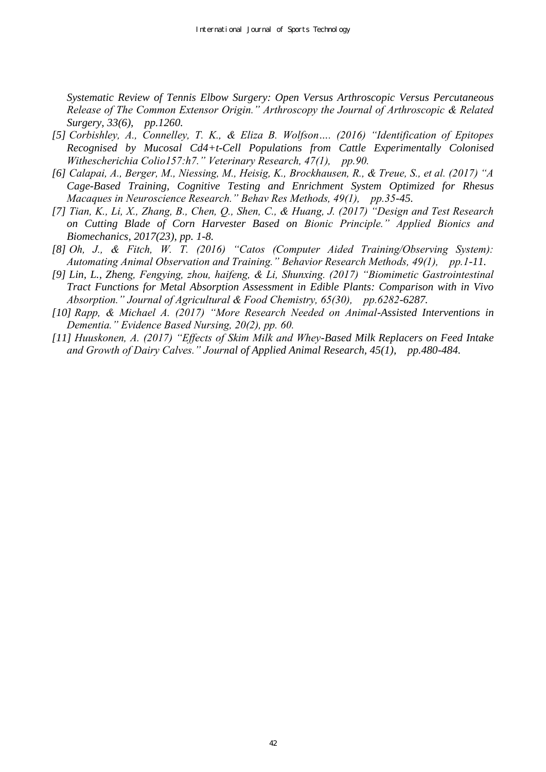*Systematic Review of Tennis Elbow Surgery: Open Versus Arthroscopic Versus Percutaneous Release of The Common Extensor Origin." Arthroscopy the Journal of Arthroscopic & Related Surgery, 33(6), pp.1260.*

*[5] Corbishley, A., Connelley, T. K., & Eliza B. Wolfson…. (2016) "Identification of Epitopes Recognised by Mucosal Cd4+t-Cell Populations from Cattle Experimentally Colonised Withescherichia Colio157:h7." Veterinary Research, 47(1), pp.90.*

*[6] Calapai, A., Berger, M., Niessing, M., Heisig, K., Brockhausen, R., & Treue, S., et al. (2017) "A Cage-Based Training, Cognitive Testing and Enrichment System Optimized for Rhesus Macaques in Neuroscience Research." Behav Res Methods, 49(1), pp.35-45.*

*[7] Tian, K., Li, X., Zhang, B., Chen, Q., Shen, C., & Huang, J. (2017) "Design and Test Research on Cutting Blade of Corn Harvester Based on Bionic Principle." Applied Bionics and Biomechanics, 2017(23), pp. 1-8.*

*[8] Oh, J., & Fitch, W. T. (2016) "Catos (Computer Aided Training/Observing System): Automating Animal Observation and Training." Behavior Research Methods, 49(1), pp.1-11.*

*[9] Lin, L., Zheng, Fengying, zhou, haifeng, & Li, Shunxing. (2017) "Biomimetic Gastrointestinal Tract Functions for Metal Absorption Assessment in Edible Plants: Comparison with in Vivo Absorption." Journal of Agricultural & Food Chemistry, 65(30), pp.6282-6287.*

*[10] Rapp, & Michael A. (2017) "More Research Needed on Animal-Assisted Interventions in Dementia." Evidence Based Nursing, 20(2), pp. 60.*

*[11] Huuskonen, A. (2017) "Effects of Skim Milk and Whey-Based Milk Replacers on Feed Intake and Growth of Dairy Calves." Journal of Applied Animal Research, 45(1), pp.480-484.*